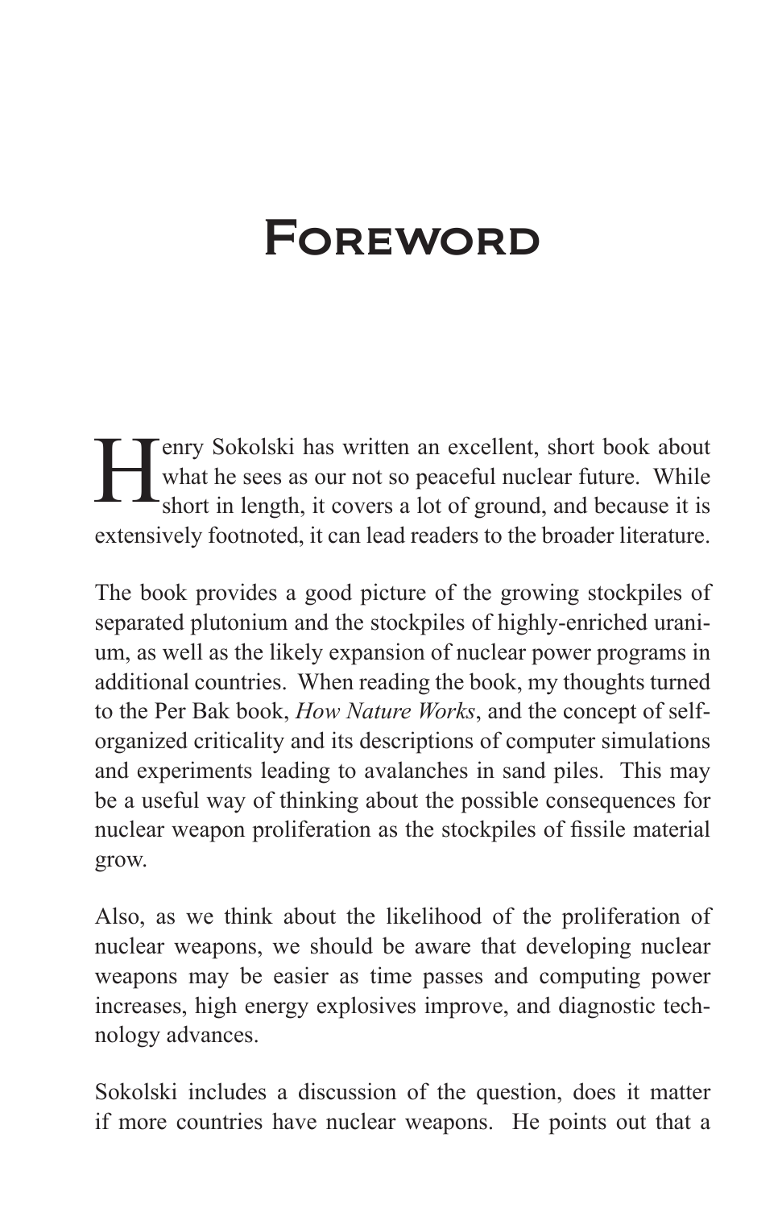# Foreword

Henry Sokolski has written an excellent, short book about what he sees as our not so peaceful nuclear future. While short in length, it covers a lot of ground, and because it is extensively footnoted, it can lead readers to the broader literature.

The book provides a good picture of the growing stockpiles of separated plutonium and the stockpiles of highly-enriched uranium, as well as the likely expansion of nuclear power programs in additional countries. When reading the book, my thoughts turned to the Per Bak book, *How Nature Works*, and the concept of self-organized criticality and its descriptions of computer simulations and experiments leading to avalanches in sand piles. This may be a useful way of thinking about the possible consequences for nuclear weapon proliferation as the stockpiles of fissile material grow.

Also, as we think about the likelihood of the proliferation of nuclear weapons, we should be aware that developing nuclear weapons may be easier as time passes and computing power increases, high energy explosives improve, and diagnostic technology advances.

Sokolski includes a discussion of the question, does it matter if more countries have nuclear weapons. He points out that a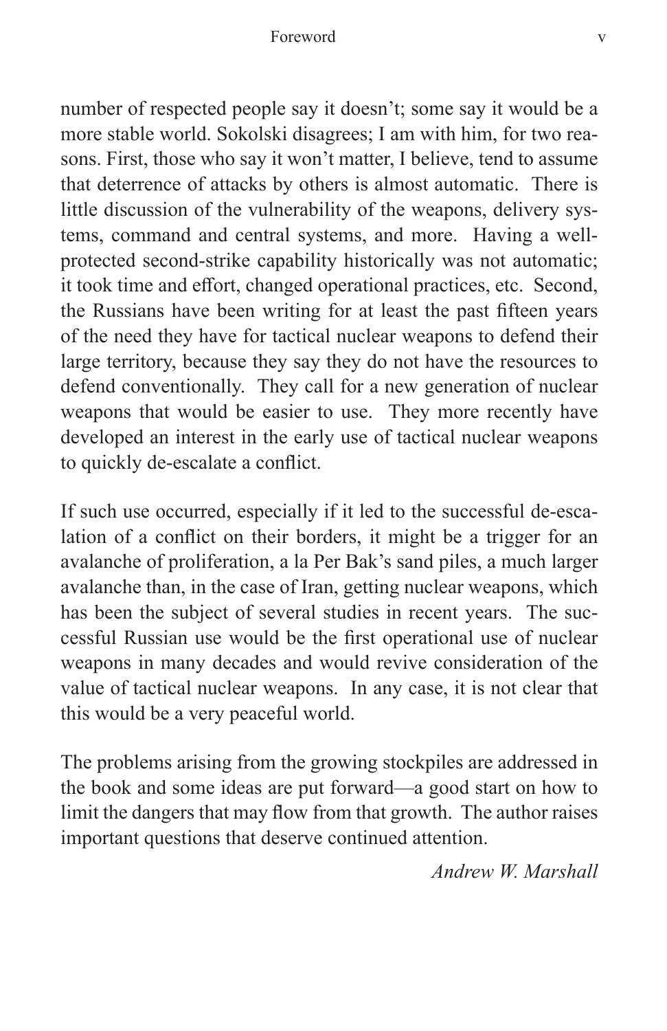number of respected people say it doesn't; some say it would be a more stable world. Sokolski disagrees; I am with him, for two reasons. First, those who say it won't matter, I believe, tend to assume that deterrence of attacks by others is almost automatic. There is little discussion of the vulnerability of the weapons, delivery systems, command and central systems, and more. Having a well-protected second-strike capability historically was not automatic; it took time and effort, changed operational practices, etc. Second, the Russians have been writing for at least the past fifteen years of the need they have for tactical nuclear weapons to defend their large territory, because they say they do not have the resources to defend conventionally. They call for a new generation of nuclear weapons that would be easier to use. They more recently have developed an interest in the early use of tactical nuclear weapons to quickly de-escalate a conflict.

If such use occurred, especially if it led to the successful de-escalation of a conflict on their borders, it might be a trigger for an avalanche of proliferation, a la Per Bak's sand piles, a much larger avalanche than, in the case of Iran, getting nuclear weapons, which has been the subject of several studies in recent years. The successful Russian use would be the first operational use of nuclear weapons in many decades and would revive consideration of the value of tactical nuclear weapons. In any case, it is not clear that this would be a very peaceful world.

The problems arising from the growing stockpiles are addressed in the book and some ideas are put forward—a good start on how to limit the dangers that may flow from that growth. The author raises important questions that deserve continued attention.

*Andrew W. Marshall*